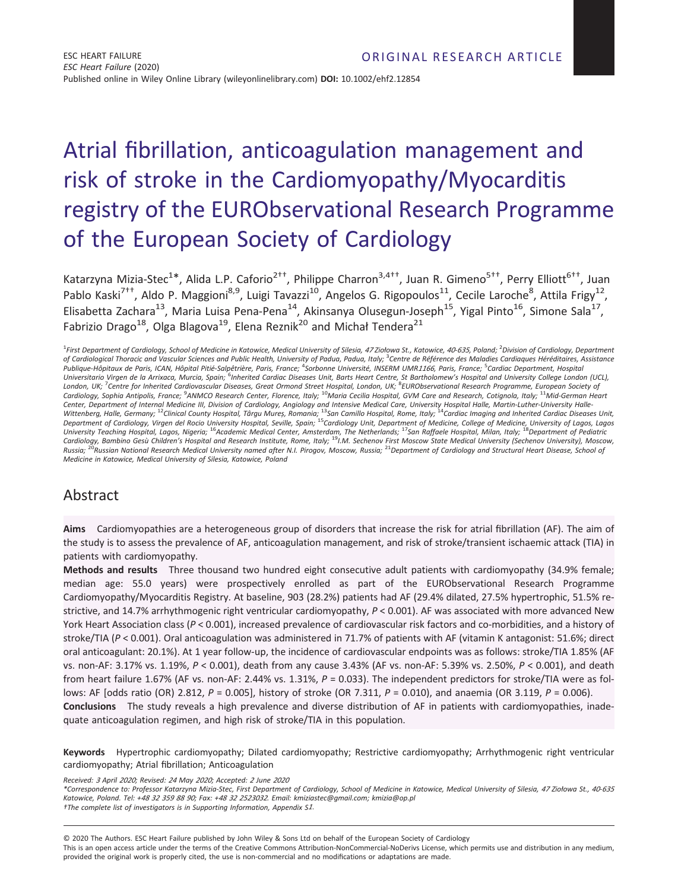ORIGINAL RESEARCH ARTICLE

# Atrial fibrillation, anticoagulation management and risk of stroke in the Cardiomyopathy/Myocarditis registry of the EURObservational Research Programme of the European Society of Cardiology

Katarzyna Mizia-Stec[1]*, Alida L.P. Caforio[2††], Philippe Charron[3,4††], Juan R. Gimeno[5††], Perry Elliott[6††], Juan Pablo Kaski[7††], Aldo P. Maggioni[8,9], Luigi Tavazzi[10], Angelos G. Rigopoulos[11], Cecile Laroche[8], Attila Frigy[12], Elisabetta Zachara[13], Maria Luisa Pena-Pena[14], Akinsanya Olusegun-Joseph[15], Yigal Pinto[16], Simone Sala[17], Fabrizio Drago[18], Olga Blagova[19], Elena Reznik[20] and Michał Tendera[21]

[1]*First Department of Cardiology, School of Medicine in Katowice, Medical University of Silesia, 47 Ziołowa St., Katowice, 40-635, Poland;* [2]*Division of Cardiology, Department of Cardiological Thoracic and Vascular Sciences and Public Health, University of Padua, Padua, Italy;* [3]*Centre de Référence des Maladies Cardiaques Héréditaires, Assistance Publique-Hôpitaux de Paris, ICAN, Hôpital Pitié-Salpêtrière, Paris, France;* [4]*Sorbonne Université, INSERM UMR1166, Paris, France;* [5]*Cardiac Department, Hospital Universitario Virgen de la Arrixaca, Murcia, Spain;* [6]*Inherited Cardiac Diseases Unit, Barts Heart Centre, St Bartholomew's Hospital and University College London (UCL), London, UK;* [7]*Centre for Inherited Cardiovascular Diseases, Great Ormond Street Hospital, London, UK;* [8]*EURObservational Research Programme, European Society of Cardiology, Sophia Antipolis, France;* [9]*ANMCO Research Center, Florence, Italy;* [10]*Maria Cecilia Hospital, GVM Care and Research, Cotignola, Italy;* [11]*Mid-German Heart Center, Department of Internal Medicine III, Division of Cardiology, Angiology and Intensive Medical Care, University Hospital Halle, Martin-Luther-University Halle-Wittenberg, Halle, Germany;* [12]*Clinical County Hospital, Târgu Mureș, Romania;* [13]*San Camillo Hospital, Rome, Italy;* [14]*Cardiac Imaging and Inherited Cardiac Diseases Unit, Department of Cardiology, Virgen del Rocio University Hospital, Seville, Spain;* [15]*Cardiology Unit, Department of Medicine, College of Medicine, University of Lagos, Lagos University Teaching Hospital, Lagos, Nigeria;* [16]*Academic Medical Center, Amsterdam, The Netherlands;* [17]*San Raffaele Hospital, Milan, Italy;* [18]*Department of Pediatric Cardiology, Bambino Gesù Children's Hospital and Research Institute, Rome, Italy;* [19]*I.M. Sechenov First Moscow State Medical University (Sechenov University), Moscow, Russia;* [20]*Russian National Research Medical University named after N.I. Pirogov, Moscow, Russia;* [21]*Department of Cardiology and Structural Heart Disease, School of Medicine in Katowice, Medical University of Silesia, Katowice, Poland*

## Abstract

**Aims** Cardiomyopathies are a heterogeneous group of disorders that increase the risk for atrial fibrillation (AF). The aim of the study is to assess the prevalence of AF, anticoagulation management, and risk of stroke/transient ischaemic attack (TIA) in patients with cardiomyopathy.

**Methods and results** Three thousand two hundred eight consecutive adult patients with cardiomyopathy (34.9% female; median age: 55.0 years) were prospectively enrolled as part of the EURObservational Research Programme Cardiomyopathy/Myocarditis Registry. At baseline, 903 (28.2%) patients had AF (29.4% dilated, 27.5% hypertrophic, 51.5% restrictive, and 14.7% arrhythmogenic right ventricular cardiomyopathy, $P < 0.001$). AF was associated with more advanced New York Heart Association class ($P < 0.001$), increased prevalence of cardiovascular risk factors and co-morbidities, and a history of stroke/TIA ($P < 0.001$). Oral anticoagulation was administered in 71.7% of patients with AF (vitamin K antagonist: 51.6%; direct oral anticoagulant: 20.1%). At 1 year follow-up, the incidence of cardiovascular endpoints was as follows: stroke/TIA 1.85% (AF vs. non-AF: 3.17% vs. 1.19%, $P < 0.001$), death from any cause 3.43% (AF vs. non-AF: 5.39% vs. 2.50%, $P < 0.001$), and death from heart failure 1.67% (AF vs. non-AF: 2.44% vs. 1.31%, $P = 0.033$). The independent predictors for stroke/TIA were as follows: AF [odds ratio (OR) 2.812, $P = 0.005$], history of stroke (OR 7.311, $P = 0.010$), and anaemia (OR 3.119, $P = 0.006$).

**Conclusions** The study reveals a high prevalence and diverse distribution of AF in patients with cardiomyopathies, inadequate anticoagulation regimen, and high risk of stroke/TIA in this population.

**Keywords** Hypertrophic cardiomyopathy; Dilated cardiomyopathy; Restrictive cardiomyopathy; Arrhythmogenic right ventricular cardiomyopathy; Atrial fibrillation; Anticoagulation

*Received: 3 April 2020; Revised: 24 May 2020; Accepted: 2 June 2020*

*\*Correspondence to: Professor Katarzyna Mizia-Stec, First Department of Cardiology, School of Medicine in Katowice, Medical University of Silesia, 47 Ziołowa St., 40-635 Katowice, Poland. Tel: +48 32 359 88 90; Fax: +48 32 2523032. Email: kmiziastec@gmail.com; kmizia@op.pl*

*†The complete list of investigators is in Supporting Information, Appendix S1.*

© 2020 The Authors. ESC Heart Failure published by John Wiley & Sons Ltd on behalf of the European Society of Cardiology

This is an open access article under the terms of the Creative Commons Attribution-NonCommercial-NoDerivs License, which permits use and distribution in any medium, provided the original work is properly cited, the use is non-commercial and no modifications or adaptations are made.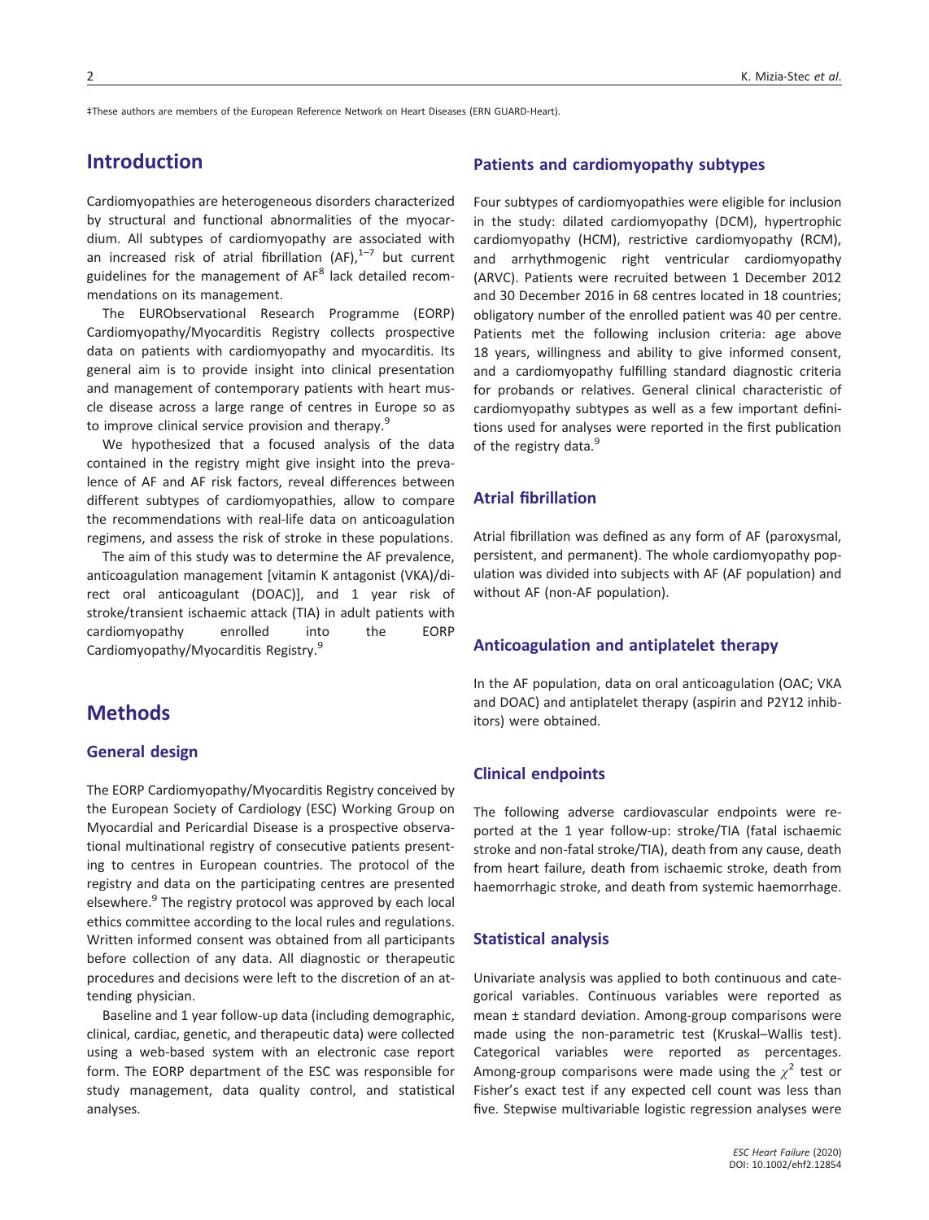‡These authors are members of the European Reference Network on Heart Diseases (ERN GUARD-Heart).

## Introduction

Cardiomyopathies are heterogeneous disorders characterized by structural and functional abnormalities of the myocardium. All subtypes of cardiomyopathy are associated with an increased risk of atrial fibrillation (AF),[1–7] but current guidelines for the management of AF[8] lack detailed recommendations on its management.

The EURObservational Research Programme (EORP) Cardiomyopathy/Myocarditis Registry collects prospective data on patients with cardiomyopathy and myocarditis. Its general aim is to provide insight into clinical presentation and management of contemporary patients with heart muscle disease across a large range of centres in Europe so as to improve clinical service provision and therapy.[9]

We hypothesized that a focused analysis of the data contained in the registry might give insight into the prevalence of AF and AF risk factors, reveal differences between different subtypes of cardiomyopathies, allow to compare the recommendations with real-life data on anticoagulation regimens, and assess the risk of stroke in these populations.

The aim of this study was to determine the AF prevalence, anticoagulation management [vitamin K antagonist (VKA)/direct oral anticoagulant (DOAC)], and 1 year risk of stroke/transient ischaemic attack (TIA) in adult patients with cardiomyopathy enrolled into the EORP Cardiomyopathy/Myocarditis Registry.[9]

## Methods

### General design

The EORP Cardiomyopathy/Myocarditis Registry conceived by the European Society of Cardiology (ESC) Working Group on Myocardial and Pericardial Disease is a prospective observational multinational registry of consecutive patients presenting to centres in European countries. The protocol of the registry and data on the participating centres are presented elsewhere.[9] The registry protocol was approved by each local ethics committee according to the local rules and regulations. Written informed consent was obtained from all participants before collection of any data. All diagnostic or therapeutic procedures and decisions were left to the discretion of an attending physician.

Baseline and 1 year follow-up data (including demographic, clinical, cardiac, genetic, and therapeutic data) were collected using a web-based system with an electronic case report form. The EORP department of the ESC was responsible for study management, data quality control, and statistical analyses.

### Patients and cardiomyopathy subtypes

Four subtypes of cardiomyopathies were eligible for inclusion in the study: dilated cardiomyopathy (DCM), hypertrophic cardiomyopathy (HCM), restrictive cardiomyopathy (RCM), and arrhythmogenic right ventricular cardiomyopathy (ARVC). Patients were recruited between 1 December 2012 and 30 December 2016 in 68 centres located in 18 countries; obligatory number of the enrolled patient was 40 per centre. Patients met the following inclusion criteria: age above 18 years, willingness and ability to give informed consent, and a cardiomyopathy fulfilling standard diagnostic criteria for probands or relatives. General clinical characteristic of cardiomyopathy subtypes as well as a few important definitions used for analyses were reported in the first publication of the registry data.[9]

### Atrial fibrillation

Atrial fibrillation was defined as any form of AF (paroxysmal, persistent, and permanent). The whole cardiomyopathy population was divided into subjects with AF (AF population) and without AF (non-AF population).

### Anticoagulation and antiplatelet therapy

In the AF population, data on oral anticoagulation (OAC; VKA and DOAC) and antiplatelet therapy (aspirin and P2Y12 inhibitors) were obtained.

### Clinical endpoints

The following adverse cardiovascular endpoints were reported at the 1 year follow-up: stroke/TIA (fatal ischaemic stroke and non-fatal stroke/TIA), death from any cause, death from heart failure, death from ischaemic stroke, death from haemorrhagic stroke, and death from systemic haemorrhage.

### Statistical analysis

Univariate analysis was applied to both continuous and categorical variables. Continuous variables were reported as mean ± standard deviation. Among-group comparisons were made using the non-parametric test (Kruskal–Wallis test). Categorical variables were reported as percentages. Among-group comparisons were made using the $\chi^2$ test or Fisher's exact test if any expected cell count was less than five. Stepwise multivariable logistic regression analyses were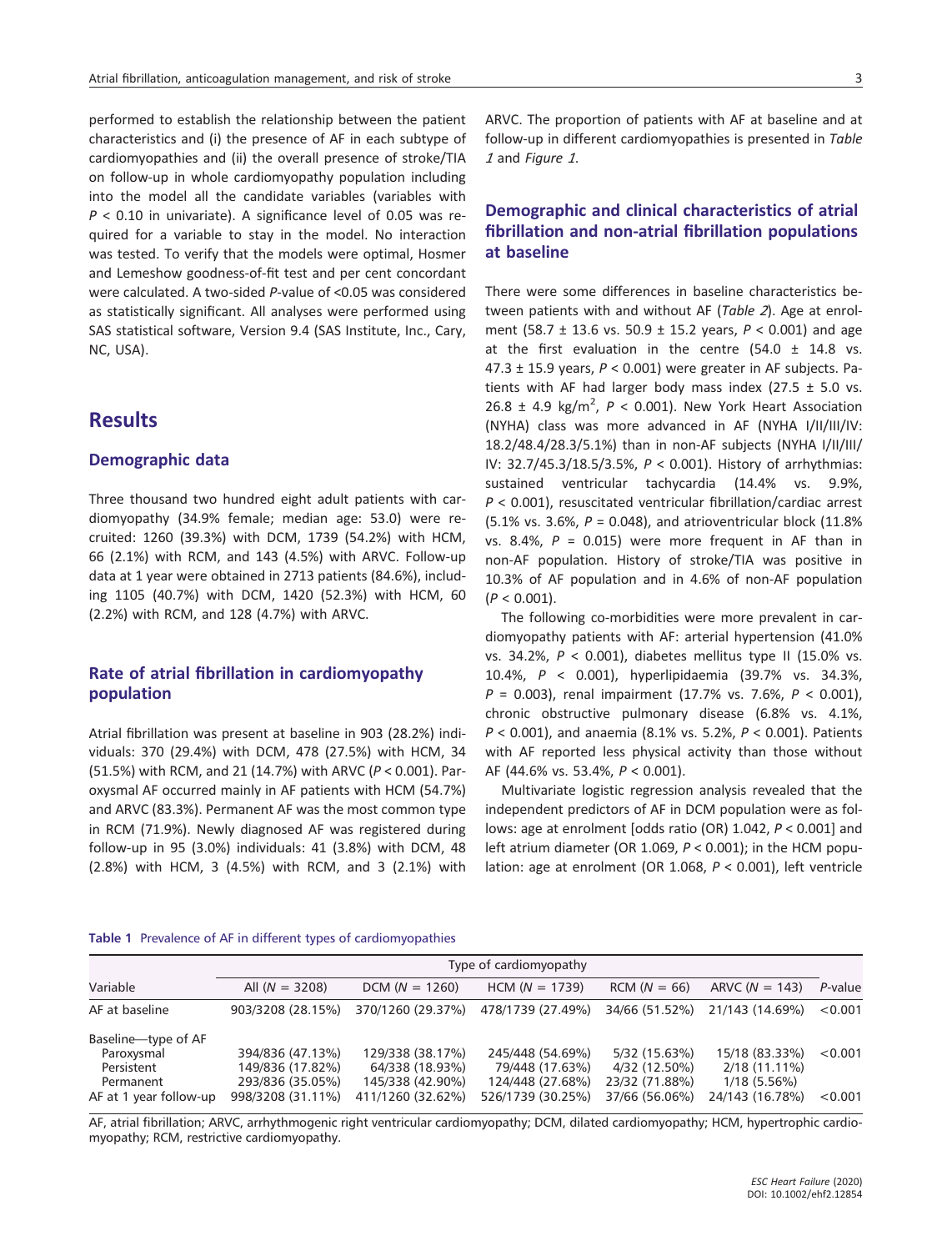performed to establish the relationship between the patient characteristics and (i) the presence of AF in each subtype of cardiomyopathies and (ii) the overall presence of stroke/TIA on follow-up in whole cardiomyopathy population including into the model all the candidate variables (variables with $P < 0.10$ in univariate). A significance level of 0.05 was required for a variable to stay in the model. No interaction was tested. To verify that the models were optimal, Hosmer and Lemeshow goodness-of-fit test and per cent concordant were calculated. A two-sided $P$-value of <0.05 was considered as statistically significant. All analyses were performed using SAS statistical software, Version 9.4 (SAS Institute, Inc., Cary, NC, USA).

# Results

## Demographic data

Three thousand two hundred eight adult patients with cardiomyopathy (34.9% female; median age: 53.0) were recruited: 1260 (39.3%) with DCM, 1739 (54.2%) with HCM, 66 (2.1%) with RCM, and 143 (4.5%) with ARVC. Follow-up data at 1 year were obtained in 2713 patients (84.6%), including 1105 (40.7%) with DCM, 1420 (52.3%) with HCM, 60 (2.2%) with RCM, and 128 (4.7%) with ARVC.

## Rate of atrial fibrillation in cardiomyopathy population

Atrial fibrillation was present at baseline in 903 (28.2%) individuals: 370 (29.4%) with DCM, 478 (27.5%) with HCM, 34 (51.5%) with RCM, and 21 (14.7%) with ARVC ($P < 0.001$). Paroxysmal AF occurred mainly in AF patients with HCM (54.7%) and ARVC (83.3%). Permanent AF was the most common type in RCM (71.9%). Newly diagnosed AF was registered during follow-up in 95 (3.0%) individuals: 41 (3.8%) with DCM, 48 (2.8%) with HCM, 3 (4.5%) with RCM, and 3 (2.1%) with ARVC. The proportion of patients with AF at baseline and at follow-up in different cardiomyopathies is presented in *Table 1* and *Figure 1*.

## Demographic and clinical characteristics of atrial fibrillation and non-atrial fibrillation populations at baseline

There were some differences in baseline characteristics between patients with and without AF (*Table 2*). Age at enrolment (58.7 ± 13.6 vs. 50.9 ± 15.2 years, $P < 0.001$) and age at the first evaluation in the centre (54.0 ± 14.8 vs. 47.3 ± 15.9 years, $P < 0.001$) were greater in AF subjects. Patients with AF had larger body mass index (27.5 ± 5.0 vs. 26.8 ± 4.9 kg/m$^2$, $P < 0.001$). New York Heart Association (NYHA) class was more advanced in AF (NYHA I/II/III/IV: 18.2/48.4/28.3/5.1%) than in non-AF subjects (NYHA I/II/III/IV: 32.7/45.3/18.5/3.5%, $P < 0.001$). History of arrhythmias: sustained ventricular tachycardia (14.4% vs. 9.9%, $P < 0.001$), resuscitated ventricular fibrillation/cardiac arrest (5.1% vs. 3.6%, $P = 0.048$), and atrioventricular block (11.8% vs. 8.4%, $P = 0.015$) were more frequent in AF than in non-AF population. History of stroke/TIA was positive in 10.3% of AF population and in 4.6% of non-AF population ($P < 0.001$).

The following co-morbidities were more prevalent in cardiomyopathy patients with AF: arterial hypertension (41.0% vs. 34.2%, $P < 0.001$), diabetes mellitus type II (15.0% vs. 10.4%, $P < 0.001$), hyperlipidaemia (39.7% vs. 34.3%, $P = 0.003$), renal impairment (17.7% vs. 7.6%, $P < 0.001$), chronic obstructive pulmonary disease (6.8% vs. 4.1%, $P < 0.001$), and anaemia (8.1% vs. 5.2%, $P < 0.001$). Patients with AF reported less physical activity than those without AF (44.6% vs. 53.4%, $P < 0.001$).

Multivariate logistic regression analysis revealed that the independent predictors of AF in DCM population were as follows: age at enrolment [odds ratio (OR) 1.042, $P < 0.001$] and left atrium diameter (OR 1.069, $P < 0.001$); in the HCM population: age at enrolment (OR 1.068, $P < 0.001$), left ventricle

**Table 1** Prevalence of AF in different types of cardiomyopathies

| Variable | Type of cardiomyopathy | | | | | |
|---|---|---|---|---|---|---|
| | All ($N$ = 3208) | DCM ($N$ = 1260) | HCM ($N$ = 1739) | RCM ($N$ = 66) | ARVC ($N$ = 143) | $P$-value |
| AF at baseline | 903/3208 (28.15%) | 370/1260 (29.37%) | 478/1739 (27.49%) | 34/66 (51.52%) | 21/143 (14.69%) | <0.001 |
| Baseline—type of AF | | | | | | |
| Paroxysmal | 394/836 (47.13%) | 129/338 (38.17%) | 245/448 (54.69%) | 5/32 (15.63%) | 15/18 (83.33%) | <0.001 |
| Persistent | 149/836 (17.82%) | 64/338 (18.93%) | 79/448 (17.63%) | 4/32 (12.50%) | 2/18 (11.11%) | |
| Permanent | 293/836 (35.05%) | 145/338 (42.90%) | 124/448 (27.68%) | 23/32 (71.88%) | 1/18 (5.56%) | |
| AF at 1 year follow-up | 998/3208 (31.11%) | 411/1260 (32.62%) | 526/1739 (30.25%) | 37/66 (56.06%) | 24/143 (16.78%) | <0.001 |

AF, atrial fibrillation; ARVC, arrhythmogenic right ventricular cardiomyopathy; DCM, dilated cardiomyopathy; HCM, hypertrophic cardiomyopathy; RCM, restrictive cardiomyopathy.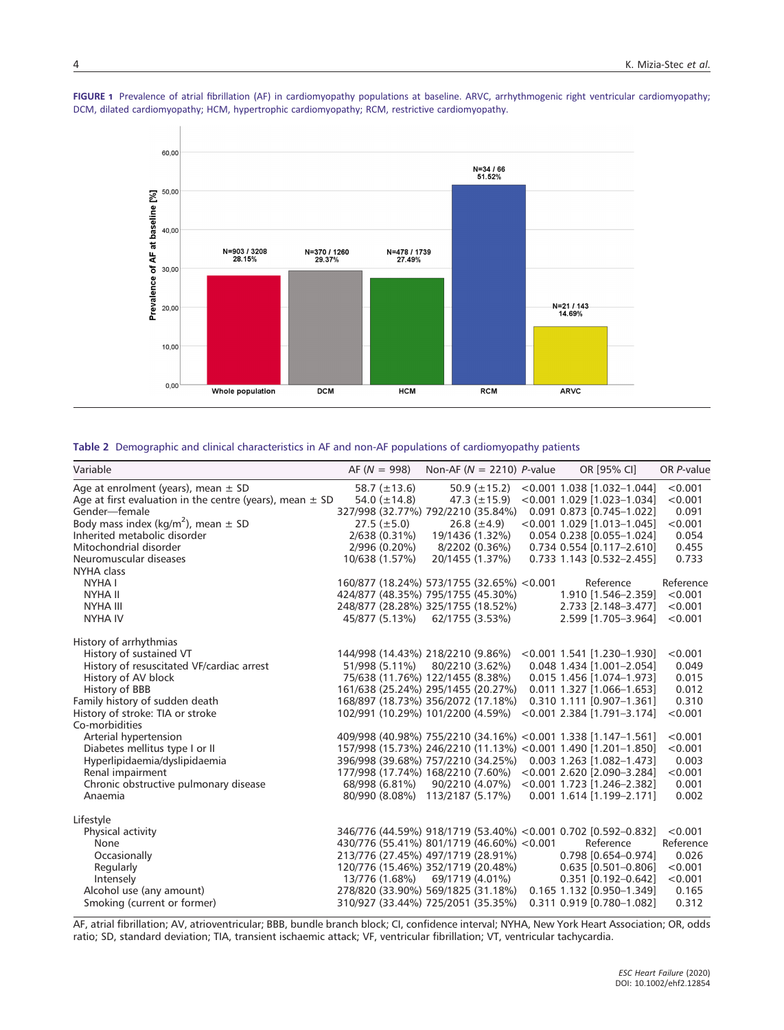**FIGURE 1** Prevalence of atrial fibrillation (AF) in cardiomyopathy populations at baseline. ARVC, arrhythmogenic right ventricular cardiomyopathy; DCM, dilated cardiomyopathy; HCM, hypertrophic cardiomyopathy; RCM, restrictive cardiomyopathy.

**Table 2** Demographic and clinical characteristics in AF and non-AF populations of cardiomyopathy patients

| Variable | AF (N = 998) | Non-AF (N = 2210) | P-value | OR [95% CI] | OR P-value |
|---|---|---|---|---|---|
| Age at enrolment (years), mean ± SD | 58.7 (±13.6) | 50.9 (±15.2) | <0.001 | 1.038 [1.032–1.044] | <0.001 |
| Age at first evaluation in the centre (years), mean ± SD | 54.0 (±14.8) | 47.3 (±15.9) | <0.001 | 1.029 [1.023–1.034] | <0.001 |
| Gender—female | 327/998 (32.77%) | 792/2210 (35.84%) | 0.091 | 0.873 [0.745–1.022] | 0.091 |
| Body mass index (kg/m$^2$), mean ± SD | 27.5 (±5.0) | 26.8 (±4.9) | <0.001 | 1.029 [1.013–1.045] | <0.001 |
| Inherited metabolic disorder | 2/638 (0.31%) | 19/1436 (1.32%) | 0.054 | 0.238 [0.055–1.024] | 0.054 |
| Mitochondrial disorder | 2/996 (0.20%) | 8/2202 (0.36%) | 0.734 | 0.554 [0.117–2.610] | 0.455 |
| Neuromuscular diseases | 10/638 (1.57%) | 20/1455 (1.37%) | 0.733 | 1.143 [0.532–2.455] | 0.733 |
| NYHA class | | | | | |
| NYHA I | 160/877 (18.24%) | 573/1755 (32.65%) | <0.001 | Reference | Reference |
| NYHA II | 424/877 (48.35%) | 795/1755 (45.30%) | | 1.910 [1.546–2.359] | <0.001 |
| NYHA III | 248/877 (28.28%) | 325/1755 (18.52%) | | 2.733 [2.148–3.477] | <0.001 |
| NYHA IV | 45/877 (5.13%) | 62/1755 (3.53%) | | 2.599 [1.705–3.964] | <0.001 |
| History of arrhythmias | | | | | |
| History of sustained VT | 144/998 (14.43%) | 218/2210 (9.86%) | <0.001 | 1.541 [1.230–1.930] | <0.001 |
| History of resuscitated VF/cardiac arrest | 51/998 (5.11%) | 80/2210 (3.62%) | 0.048 | 1.434 [1.001–2.054] | 0.049 |
| History of AV block | 75/638 (11.76%) | 122/1455 (8.38%) | 0.015 | 1.456 [1.074–1.973] | 0.015 |
| History of BBB | 161/638 (25.24%) | 295/1455 (20.27%) | 0.011 | 1.327 [1.066–1.653] | 0.012 |
| Family history of sudden death | 168/897 (18.73%) | 356/2072 (17.18%) | 0.310 | 1.111 [0.907–1.361] | 0.310 |
| History of stroke: TIA or stroke | 102/991 (10.29%) | 101/2200 (4.59%) | <0.001 | 2.384 [1.791–3.174] | <0.001 |
| Co-morbidities | | | | | |
| Arterial hypertension | 409/998 (40.98%) | 755/2210 (34.16%) | <0.001 | 1.338 [1.147–1.561] | <0.001 |
| Diabetes mellitus type I or II | 157/998 (15.73%) | 246/2210 (11.13%) | <0.001 | 1.490 [1.201–1.850] | <0.001 |
| Hyperlipidaemia/dyslipidaemia | 396/998 (39.68%) | 757/2210 (34.25%) | 0.003 | 1.263 [1.082–1.473] | 0.003 |
| Renal impairment | 177/998 (17.74%) | 168/2210 (7.60%) | <0.001 | 2.620 [2.090–3.284] | <0.001 |
| Chronic obstructive pulmonary disease | 68/998 (6.81%) | 90/2210 (4.07%) | <0.001 | 1.723 [1.246–2.382] | 0.001 |
| Anaemia | 80/990 (8.08%) | 113/2187 (5.17%) | 0.001 | 1.614 [1.199–2.171] | 0.002 |
| Lifestyle | | | | | |
| Physical activity | 346/776 (44.59%) | 918/1719 (53.40%) | <0.001 | 0.702 [0.592–0.832] | <0.001 |
| None | 430/776 (55.41%) | 801/1719 (46.60%) | <0.001 | Reference | Reference |
| Occasionally | 213/776 (27.45%) | 497/1719 (28.91%) | | 0.798 [0.654–0.974] | 0.026 |
| Regularly | 120/776 (15.46%) | 352/1719 (20.48%) | | 0.635 [0.501–0.806] | <0.001 |
| Intensely | 13/776 (1.68%) | 69/1719 (4.01%) | | 0.351 [0.192–0.642] | <0.001 |
| Alcohol use (any amount) | 278/820 (33.90%) | 569/1825 (31.18%) | 0.165 | 1.132 [0.950–1.349] | 0.165 |
| Smoking (current or former) | 310/927 (33.44%) | 725/2051 (35.35%) | 0.311 | 0.919 [0.780–1.082] | 0.312 |

AF, atrial fibrillation; AV, atrioventricular; BBB, bundle branch block; CI, confidence interval; NYHA, New York Heart Association; OR, odds ratio; SD, standard deviation; TIA, transient ischaemic attack; VF, ventricular fibrillation; VT, ventricular tachycardia.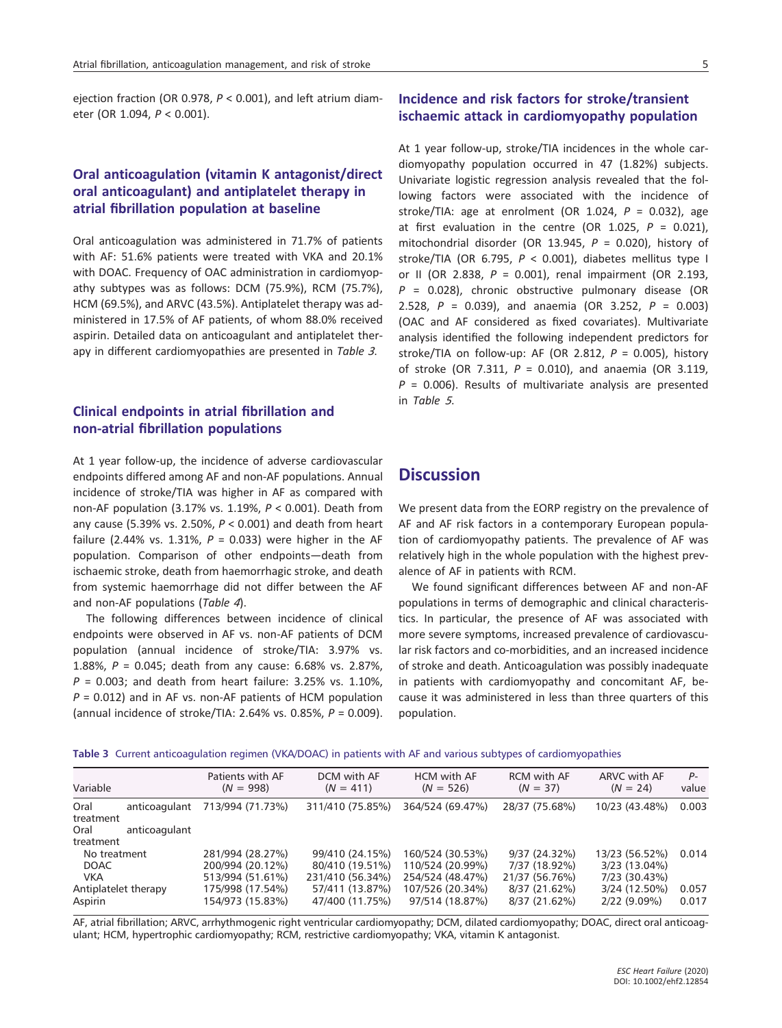ejection fraction (OR 0.978, $P < 0.001$), and left atrium diameter (OR 1.094, $P < 0.001$).

## Oral anticoagulation (vitamin K antagonist/direct oral anticoagulant) and antiplatelet therapy in atrial fibrillation population at baseline

Oral anticoagulation was administered in 71.7% of patients with AF: 51.6% patients were treated with VKA and 20.1% with DOAC. Frequency of OAC administration in cardiomyopathy subtypes was as follows: DCM (75.9%), RCM (75.7%), HCM (69.5%), and ARVC (43.5%). Antiplatelet therapy was administered in 17.5% of AF patients, of whom 88.0% received aspirin. Detailed data on anticoagulant and antiplatelet therapy in different cardiomyopathies are presented in *Table 3*.

## Clinical endpoints in atrial fibrillation and non-atrial fibrillation populations

At 1 year follow-up, the incidence of adverse cardiovascular endpoints differed among AF and non-AF populations. Annual incidence of stroke/TIA was higher in AF as compared with non-AF population (3.17% vs. 1.19%, $P < 0.001$). Death from any cause (5.39% vs. 2.50%, $P < 0.001$) and death from heart failure (2.44% vs. 1.31%, $P = 0.033$) were higher in the AF population. Comparison of other endpoints—death from ischaemic stroke, death from haemorrhagic stroke, and death from systemic haemorrhage did not differ between the AF and non-AF populations (*Table 4*).

The following differences between incidence of clinical endpoints were observed in AF vs. non-AF patients of DCM population (annual incidence of stroke/TIA: 3.97% vs. 1.88%, $P = 0.045$; death from any cause: 6.68% vs. 2.87%, $P = 0.003$; and death from heart failure: 3.25% vs. 1.10%, $P = 0.012$) and in AF vs. non-AF patients of HCM population (annual incidence of stroke/TIA: 2.64% vs. 0.85%, $P = 0.009$).

## Incidence and risk factors for stroke/transient ischaemic attack in cardiomyopathy population

At 1 year follow-up, stroke/TIA incidences in the whole cardiomyopathy population occurred in 47 (1.82%) subjects. Univariate logistic regression analysis revealed that the following factors were associated with the incidence of stroke/TIA: age at enrolment (OR 1.024, $P = 0.032$), age at first evaluation in the centre (OR 1.025, $P = 0.021$), mitochondrial disorder (OR 13.945, $P = 0.020$), history of stroke/TIA (OR 6.795, $P < 0.001$), diabetes mellitus type I or II (OR 2.838, $P = 0.001$), renal impairment (OR 2.193, $P = 0.028$), chronic obstructive pulmonary disease (OR 2.528, $P = 0.039$), and anaemia (OR 3.252, $P = 0.003$) (OAC and AF considered as fixed covariates). Multivariate analysis identified the following independent predictors for stroke/TIA on follow-up: AF (OR 2.812, $P = 0.005$), history of stroke (OR 7.311, $P = 0.010$), and anaemia (OR 3.119, $P = 0.006$). Results of multivariate analysis are presented in *Table 5*.

# Discussion

We present data from the EORP registry on the prevalence of AF and AF risk factors in a contemporary European population of cardiomyopathy patients. The prevalence of AF was relatively high in the whole population with the highest prevalence of AF in patients with RCM.

We found significant differences between AF and non-AF populations in terms of demographic and clinical characteristics. In particular, the presence of AF was associated with more severe symptoms, increased prevalence of cardiovascular risk factors and co-morbidities, and an increased incidence of stroke and death. Anticoagulation was possibly inadequate in patients with cardiomyopathy and concomitant AF, because it was administered in less than three quarters of this population.

**Table 3** Current anticoagulation regimen (VKA/DOAC) in patients with AF and various subtypes of cardiomyopathies

| Variable | Patients with AF ($N$ = 998) | DCM with AF ($N$ = 411) | HCM with AF ($N$ = 526) | RCM with AF ($N$ = 37) | ARVC with AF ($N$ = 24) | $P$-value |
|---|---|---|---|---|---|---|
| Oral anticoagulant treatment | 713/994 (71.73%) | 311/410 (75.85%) | 364/524 (69.47%) | 28/37 (75.68%) | 10/23 (43.48%) | 0.003 |
| Oral anticoagulant treatment | | | | | | |
| No treatment | 281/994 (28.27%) | 99/410 (24.15%) | 160/524 (30.53%) | 9/37 (24.32%) | 13/23 (56.52%) | 0.014 |
| DOAC | 200/994 (20.12%) | 80/410 (19.51%) | 110/524 (20.99%) | 7/37 (18.92%) | 3/23 (13.04%) | |
| VKA | 513/994 (51.61%) | 231/410 (56.34%) | 254/524 (48.47%) | 21/37 (56.76%) | 7/23 (30.43%) | |
| Antiplatelet therapy | 175/998 (17.54%) | 57/411 (13.87%) | 107/526 (20.34%) | 8/37 (21.62%) | 3/24 (12.50%) | 0.057 |
| Aspirin | 154/973 (15.83%) | 47/400 (11.75%) | 97/514 (18.87%) | 8/37 (21.62%) | 2/22 (9.09%) | 0.017 |

AF, atrial fibrillation; ARVC, arrhythmogenic right ventricular cardiomyopathy; DCM, dilated cardiomyopathy; DOAC, direct oral anticoagulant; HCM, hypertrophic cardiomyopathy; RCM, restrictive cardiomyopathy; VKA, vitamin K antagonist.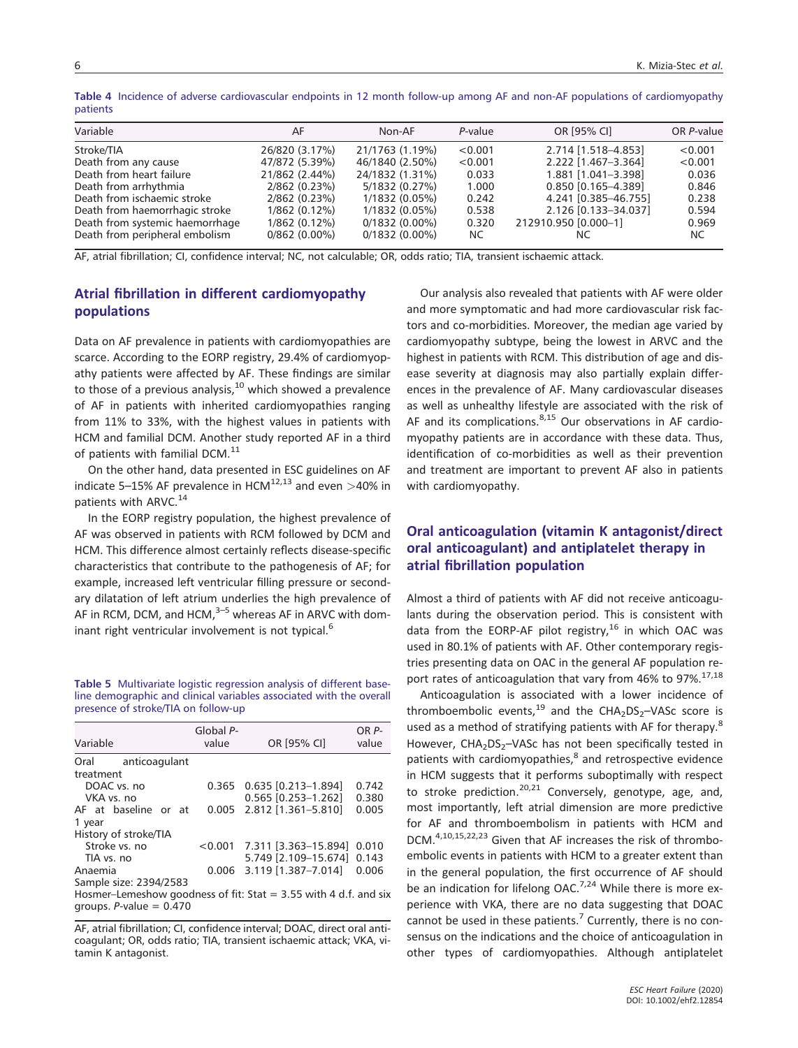**Table 4** Incidence of adverse cardiovascular endpoints in 12 month follow-up among AF and non-AF populations of cardiomyopathy patients

| Variable | AF | Non-AF | *P*-value | OR [95% CI] | OR *P*-value |
|---|---|---|---|---|---|
| Stroke/TIA | 26/820 (3.17%) | 21/1763 (1.19%) | <0.001 | 2.714 [1.518–4.853] | <0.001 |
| Death from any cause | 47/872 (5.39%) | 46/1840 (2.50%) | <0.001 | 2.222 [1.467–3.364] | <0.001 |
| Death from heart failure | 21/862 (2.44%) | 24/1832 (1.31%) | 0.033 | 1.881 [1.041–3.398] | 0.036 |
| Death from arrhythmia | 2/862 (0.23%) | 5/1832 (0.27%) | 1.000 | 0.850 [0.165–4.389] | 0.846 |
| Death from ischaemic stroke | 2/862 (0.23%) | 1/1832 (0.05%) | 0.242 | 4.241 [0.385–46.755] | 0.238 |
| Death from haemorrhagic stroke | 1/862 (0.12%) | 1/1832 (0.05%) | 0.538 | 2.126 [0.133–34.037] | 0.594 |
| Death from systemic haemorrhage | 1/862 (0.12%) | 0/1832 (0.00%) | 0.320 | 212910.950 [0.000–1] | 0.969 |
| Death from peripheral embolism | 0/862 (0.00%) | 0/1832 (0.00%) | NC | NC | NC |

AF, atrial fibrillation; CI, confidence interval; NC, not calculable; OR, odds ratio; TIA, transient ischaemic attack.

## Atrial fibrillation in different cardiomyopathy populations

Data on AF prevalence in patients with cardiomyopathies are scarce. According to the EORP registry, 29.4% of cardiomyopathy patients were affected by AF. These findings are similar to those of a previous analysis,[10] which showed a prevalence of AF in patients with inherited cardiomyopathies ranging from 11% to 33%, with the highest values in patients with HCM and familial DCM. Another study reported AF in a third of patients with familial DCM.[11]

On the other hand, data presented in ESC guidelines on AF indicate 5–15% AF prevalence in HCM[12,13] and even >40% in patients with ARVC.[14]

In the EORP registry population, the highest prevalence of AF was observed in patients with RCM followed by DCM and HCM. This difference almost certainly reflects disease-specific characteristics that contribute to the pathogenesis of AF; for example, increased left ventricular filling pressure or secondary dilatation of left atrium underlies the high prevalence of AF in RCM, DCM, and HCM,[3–5] whereas AF in ARVC with dominant right ventricular involvement is not typical.[6]

**Table 5** Multivariate logistic regression analysis of different baseline demographic and clinical variables associated with the overall presence of stroke/TIA on follow-up

| Variable | Global *P*-value | OR [95% CI] | OR *P*-value |
|---|---|---|---|
| Oral anticoagulant treatment | | | |
| DOAC vs. no | 0.365 | 0.635 [0.213–1.894] | 0.742 |
| VKA vs. no | | 0.565 [0.253–1.262] | 0.380 |
| AF at baseline or at 1 year | 0.005 | 2.812 [1.361–5.810] | 0.005 |
| History of stroke/TIA | | | |
| Stroke vs. no | <0.001 | 7.311 [3.363–15.894] | 0.010 |
| TIA vs. no | | 5.749 [2.109–15.674] | 0.143 |
| Anaemia | 0.006 | 3.119 [1.387–7.014] | 0.006 |

Sample size: 2394/2583

Hosmer–Lemeshow goodness of fit: Stat = 3.55 with 4 d.f. and six groups. *P*-value = 0.470

AF, atrial fibrillation; CI, confidence interval; DOAC, direct oral anticoagulant; OR, odds ratio; TIA, transient ischaemic attack; VKA, vitamin K antagonist.

Our analysis also revealed that patients with AF were older and more symptomatic and had more cardiovascular risk factors and co-morbidities. Moreover, the median age varied by cardiomyopathy subtype, being the lowest in ARVC and the highest in patients with RCM. This distribution of age and disease severity at diagnosis may also partially explain differences in the prevalence of AF. Many cardiovascular diseases as well as unhealthy lifestyle are associated with the risk of AF and its complications.[8,15] Our observations in AF cardiomyopathy patients are in accordance with these data. Thus, identification of co-morbidities as well as their prevention and treatment are important to prevent AF also in patients with cardiomyopathy.

## Oral anticoagulation (vitamin K antagonist/direct oral anticoagulant) and antiplatelet therapy in atrial fibrillation population

Almost a third of patients with AF did not receive anticoagulants during the observation period. This is consistent with data from the EORP-AF pilot registry,[16] in which OAC was used in 80.1% of patients with AF. Other contemporary registries presenting data on OAC in the general AF population report rates of anticoagulation that vary from 46% to 97%.[17,18]

Anticoagulation is associated with a lower incidence of thromboembolic events,[19] and the $CHA_2DS_2$–VASc score is used as a method of stratifying patients with AF for therapy.[8] However, $CHA_2DS_2$–VASc has not been specifically tested in patients with cardiomyopathies,[8] and retrospective evidence in HCM suggests that it performs suboptimally with respect to stroke prediction.[20,21] Conversely, genotype, age, and, most importantly, left atrial dimension are more predictive for AF and thromboembolism in patients with HCM and DCM.[4,10,15,22,23] Given that AF increases the risk of thromboembolic events in patients with HCM to a greater extent than in the general population, the first occurrence of AF should be an indication for lifelong OAC.[7,24] While there is more experience with VKA, there are no data suggesting that DOAC cannot be used in these patients.[7] Currently, there is no consensus on the indications and the choice of anticoagulation in other types of cardiomyopathies. Although antiplatelet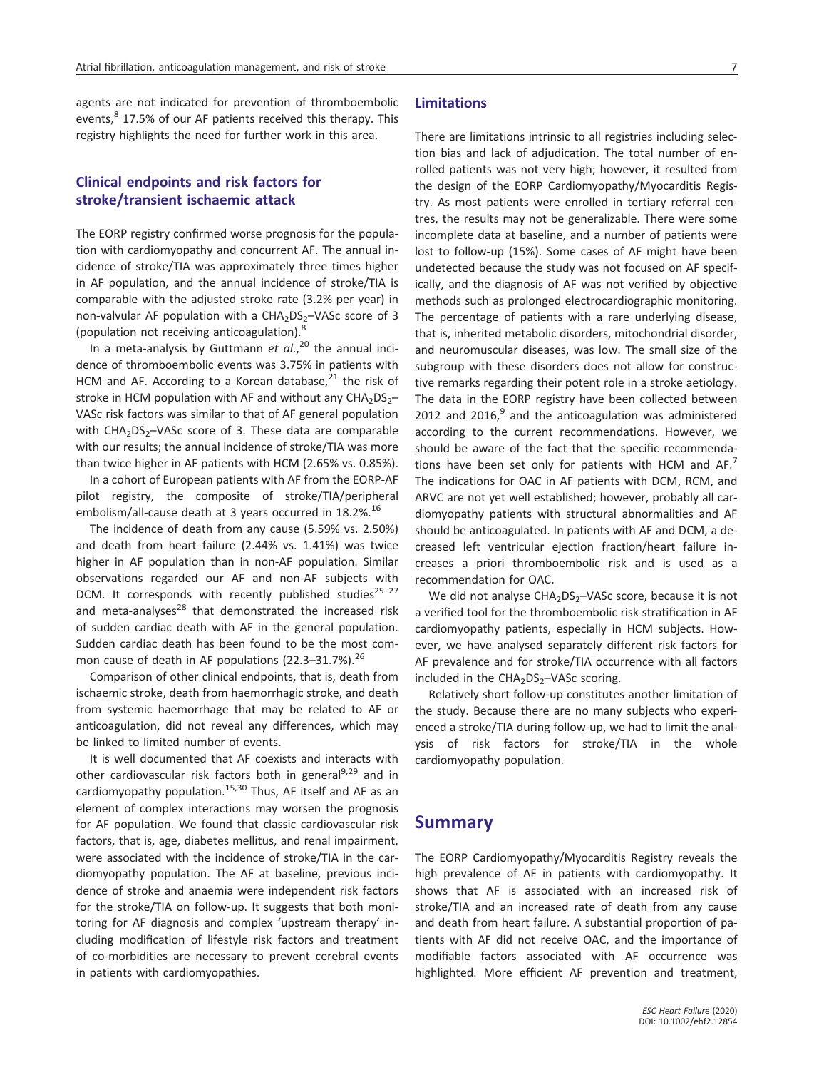agents are not indicated for prevention of thromboembolic events,[8] 17.5% of our AF patients received this therapy. This registry highlights the need for further work in this area.

## Clinical endpoints and risk factors for stroke/transient ischaemic attack

The EORP registry confirmed worse prognosis for the population with cardiomyopathy and concurrent AF. The annual incidence of stroke/TIA was approximately three times higher in AF population, and the annual incidence of stroke/TIA is comparable with the adjusted stroke rate (3.2% per year) in non-valvular AF population with a $CHA_2DS_2$–VASc score of 3 (population not receiving anticoagulation).[8]

In a meta-analysis by Guttmann *et al.*,[20] the annual incidence of thromboembolic events was 3.75% in patients with HCM and AF. According to a Korean database,[21] the risk of stroke in HCM population with AF and without any $CHA_2DS_2$–VASc risk factors was similar to that of AF general population with $CHA_2DS_2$–VASc score of 3. These data are comparable with our results; the annual incidence of stroke/TIA was more than twice higher in AF patients with HCM (2.65% vs. 0.85%).

In a cohort of European patients with AF from the EORP-AF pilot registry, the composite of stroke/TIA/peripheral embolism/all-cause death at 3 years occurred in 18.2%.[16]

The incidence of death from any cause (5.59% vs. 2.50%) and death from heart failure (2.44% vs. 1.41%) was twice higher in AF population than in non-AF population. Similar observations regarded our AF and non-AF subjects with DCM. It corresponds with recently published studies[25–27] and meta-analyses[28] that demonstrated the increased risk of sudden cardiac death with AF in the general population. Sudden cardiac death has been found to be the most common cause of death in AF populations (22.3–31.7%).[26]

Comparison of other clinical endpoints, that is, death from ischaemic stroke, death from haemorrhagic stroke, and death from systemic haemorrhage that may be related to AF or anticoagulation, did not reveal any differences, which may be linked to limited number of events.

It is well documented that AF coexists and interacts with other cardiovascular risk factors both in general[9,29] and in cardiomyopathy population.[15,30] Thus, AF itself and AF as an element of complex interactions may worsen the prognosis for AF population. We found that classic cardiovascular risk factors, that is, age, diabetes mellitus, and renal impairment, were associated with the incidence of stroke/TIA in the cardiomyopathy population. The AF at baseline, previous incidence of stroke and anaemia were independent risk factors for the stroke/TIA on follow-up. It suggests that both monitoring for AF diagnosis and complex 'upstream therapy' including modification of lifestyle risk factors and treatment of co-morbidities are necessary to prevent cerebral events in patients with cardiomyopathies.

## Limitations

There are limitations intrinsic to all registries including selection bias and lack of adjudication. The total number of enrolled patients was not very high; however, it resulted from the design of the EORP Cardiomyopathy/Myocarditis Registry. As most patients were enrolled in tertiary referral centres, the results may not be generalizable. There were some incomplete data at baseline, and a number of patients were lost to follow-up (15%). Some cases of AF might have been undetected because the study was not focused on AF specifically, and the diagnosis of AF was not verified by objective methods such as prolonged electrocardiographic monitoring. The percentage of patients with a rare underlying disease, that is, inherited metabolic disorders, mitochondrial disorder, and neuromuscular diseases, was low. The small size of the subgroup with these disorders does not allow for constructive remarks regarding their potent role in a stroke aetiology. The data in the EORP registry have been collected between 2012 and 2016,[9] and the anticoagulation was administered according to the current recommendations. However, we should be aware of the fact that the specific recommendations have been set only for patients with HCM and AF.[7] The indications for OAC in AF patients with DCM, RCM, and ARVC are not yet well established; however, probably all cardiomyopathy patients with structural abnormalities and AF should be anticoagulated. In patients with AF and DCM, a decreased left ventricular ejection fraction/heart failure increases a priori thromboembolic risk and is used as a recommendation for OAC.

We did not analyse $CHA_2DS_2$–VASc score, because it is not a verified tool for the thromboembolic risk stratification in AF cardiomyopathy patients, especially in HCM subjects. However, we have analysed separately different risk factors for AF prevalence and for stroke/TIA occurrence with all factors included in the $CHA_2DS_2$–VASc scoring.

Relatively short follow-up constitutes another limitation of the study. Because there are no many subjects who experienced a stroke/TIA during follow-up, we had to limit the analysis of risk factors for stroke/TIA in the whole cardiomyopathy population.

# Summary

The EORP Cardiomyopathy/Myocarditis Registry reveals the high prevalence of AF in patients with cardiomyopathy. It shows that AF is associated with an increased risk of stroke/TIA and an increased rate of death from any cause and death from heart failure. A substantial proportion of patients with AF did not receive OAC, and the importance of modifiable factors associated with AF occurrence was highlighted. More efficient AF prevention and treatment,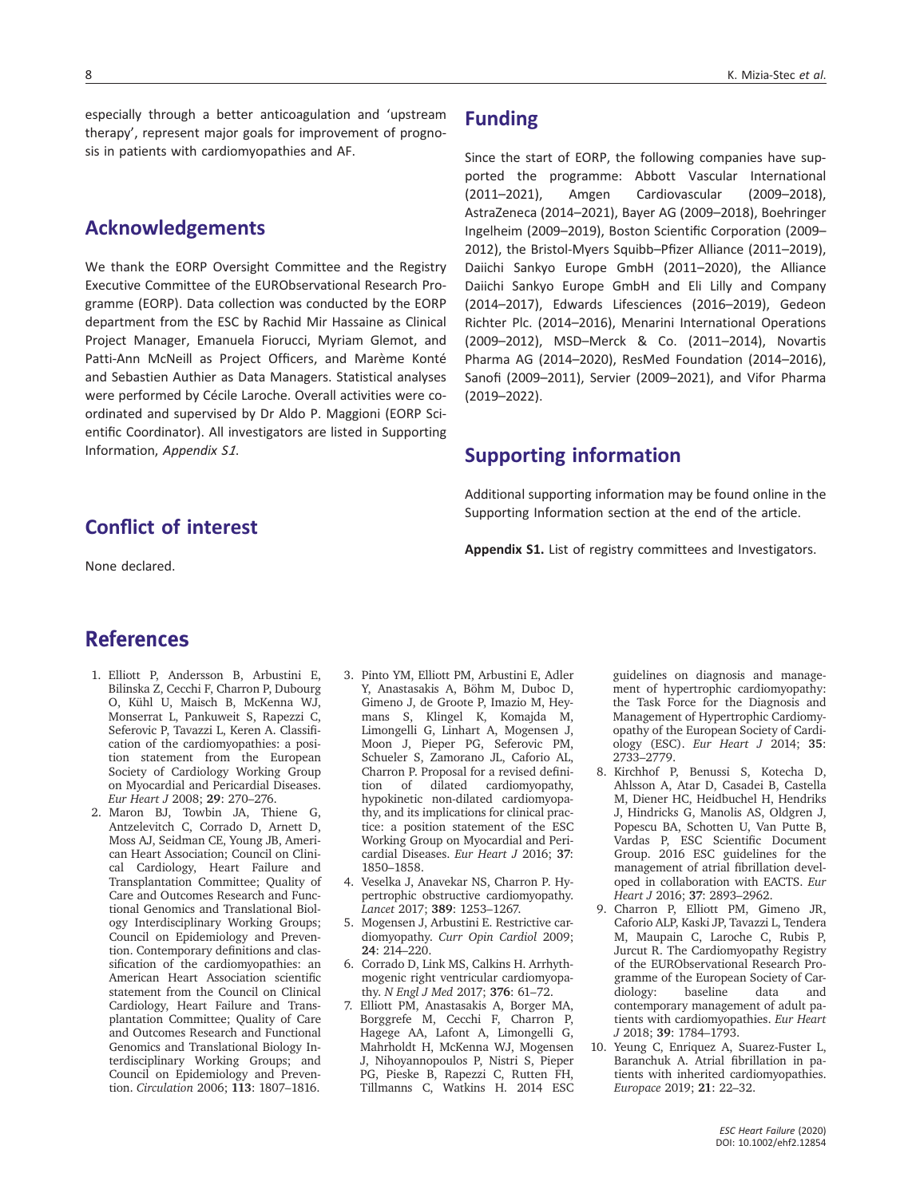especially through a better anticoagulation and 'upstream therapy', represent major goals for improvement of prognosis in patients with cardiomyopathies and AF.

## Acknowledgements

We thank the EORP Oversight Committee and the Registry Executive Committee of the EURObservational Research Programme (EORP). Data collection was conducted by the EORP department from the ESC by Rachid Mir Hassaine as Clinical Project Manager, Emanuela Fiorucci, Myriam Glemot, and Patti-Ann McNeill as Project Officers, and Marème Konté and Sebastien Authier as Data Managers. Statistical analyses were performed by Cécile Laroche. Overall activities were coordinated and supervised by Dr Aldo P. Maggioni (EORP Scientific Coordinator). All investigators are listed in Supporting Information, *Appendix S1*.

## Conflict of interest

None declared.

## Funding

Since the start of EORP, the following companies have supported the programme: Abbott Vascular International (2011–2021), Amgen Cardiovascular (2009–2018), AstraZeneca (2014–2021), Bayer AG (2009–2018), Boehringer Ingelheim (2009–2019), Boston Scientific Corporation (2009–2012), the Bristol-Myers Squibb–Pfizer Alliance (2011–2019), Daiichi Sankyo Europe GmbH (2011–2020), the Alliance Daiichi Sankyo Europe GmbH and Eli Lilly and Company (2014–2017), Edwards Lifesciences (2016–2019), Gedeon Richter Plc. (2014–2016), Menarini International Operations (2009–2012), MSD–Merck & Co. (2011–2014), Novartis Pharma AG (2014–2020), ResMed Foundation (2014–2016), Sanofi (2009–2011), Servier (2009–2021), and Vifor Pharma (2019–2022).

## Supporting information

Additional supporting information may be found online in the Supporting Information section at the end of the article.

**Appendix S1.** List of registry committees and Investigators.

## References

1. Elliott P, Andersson B, Arbustini E, Bilinska Z, Cecchi F, Charron P, Dubourg O, Kühl U, Maisch B, McKenna WJ, Monserrat L, Pankuweit S, Rapezzi C, Seferovic P, Tavazzi L, Keren A. Classification of the cardiomyopathies: a position statement from the European Society of Cardiology Working Group on Myocardial and Pericardial Diseases. *Eur Heart J* 2008; **29**: 270–276.
2. Maron BJ, Towbin JA, Thiene G, Antzelevitch C, Corrado D, Arnett D, Moss AJ, Seidman CE, Young JB, American Heart Association; Council on Clinical Cardiology, Heart Failure and Transplantation Committee; Quality of Care and Outcomes Research and Functional Genomics and Translational Biology Interdisciplinary Working Groups; Council on Epidemiology and Prevention. Contemporary definitions and classification of the cardiomyopathies: an American Heart Association scientific statement from the Council on Clinical Cardiology, Heart Failure and Transplantation Committee; Quality of Care and Outcomes Research and Functional Genomics and Translational Biology Interdisciplinary Working Groups; and Council on Epidemiology and Prevention. *Circulation* 2006; **113**: 1807–1816.
3. Pinto YM, Elliott PM, Arbustini E, Adler Y, Anastasakis A, Böhm M, Duboc D, Gimeno J, de Groote P, Imazio M, Heymans S, Klingel K, Komajda M, Limongelli G, Linhart A, Mogensen J, Moon J, Pieper PG, Seferovic PM, Schueler S, Zamorano JL, Caforio AL, Charron P. Proposal for a revised definition of dilated cardiomyopathy, hypokinetic non-dilated cardiomyopathy, and its implications for clinical practice: a position statement of the ESC Working Group on Myocardial and Pericardial Diseases. *Eur Heart J* 2016; **37**: 1850–1858.
4. Veselka J, Anavekar NS, Charron P. Hypertrophic obstructive cardiomyopathy. *Lancet* 2017; **389**: 1253–1267.
5. Mogensen J, Arbustini E. Restrictive cardiomyopathy. *Curr Opin Cardiol* 2009; **24**: 214–220.
6. Corrado D, Link MS, Calkins H. Arrhythmogenic right ventricular cardiomyopathy. *N Engl J Med* 2017; **376**: 61–72.
7. Elliott PM, Anastasakis A, Borger MA, Borggrefe M, Cecchi F, Charron P, Hagege AA, Lafont A, Limongelli G, Mahrholdt H, McKenna WJ, Mogensen J, Nihoyannopoulos P, Nistri S, Pieper PG, Pieske B, Rapezzi C, Rutten FH, Tillmanns C, Watkins H. 2014 ESC guidelines on diagnosis and management of hypertrophic cardiomyopathy: the Task Force for the Diagnosis and Management of Hypertrophic Cardiomyopathy of the European Society of Cardiology (ESC). *Eur Heart J* 2014; **35**: 2733–2779.
8. Kirchhof P, Benussi S, Kotecha D, Ahlsson A, Atar D, Casadei B, Castella M, Diener HC, Heidbuchel H, Hendriks J, Hindricks G, Manolis AS, Oldgren J, Popescu BA, Schotten U, Van Putte B, Vardas P, ESC Scientific Document Group. 2016 ESC guidelines for the management of atrial fibrillation developed in collaboration with EACTS. *Eur Heart J* 2016; **37**: 2893–2962.
9. Charron P, Elliott PM, Gimeno JR, Caforio ALP, Kaski JP, Tavazzi L, Tendera M, Maupain C, Laroche C, Rubis P, Jurcut R. The Cardiomyopathy Registry of the EURObservational Research Programme of the European Society of Cardiology: baseline data and contemporary management of adult patients with cardiomyopathies. *Eur Heart J* 2018; **39**: 1784–1793.
10. Yeung C, Enriquez A, Suarez-Fuster L, Baranchuk A. Atrial fibrillation in patients with inherited cardiomyopathies. *Europace* 2019; **21**: 22–32.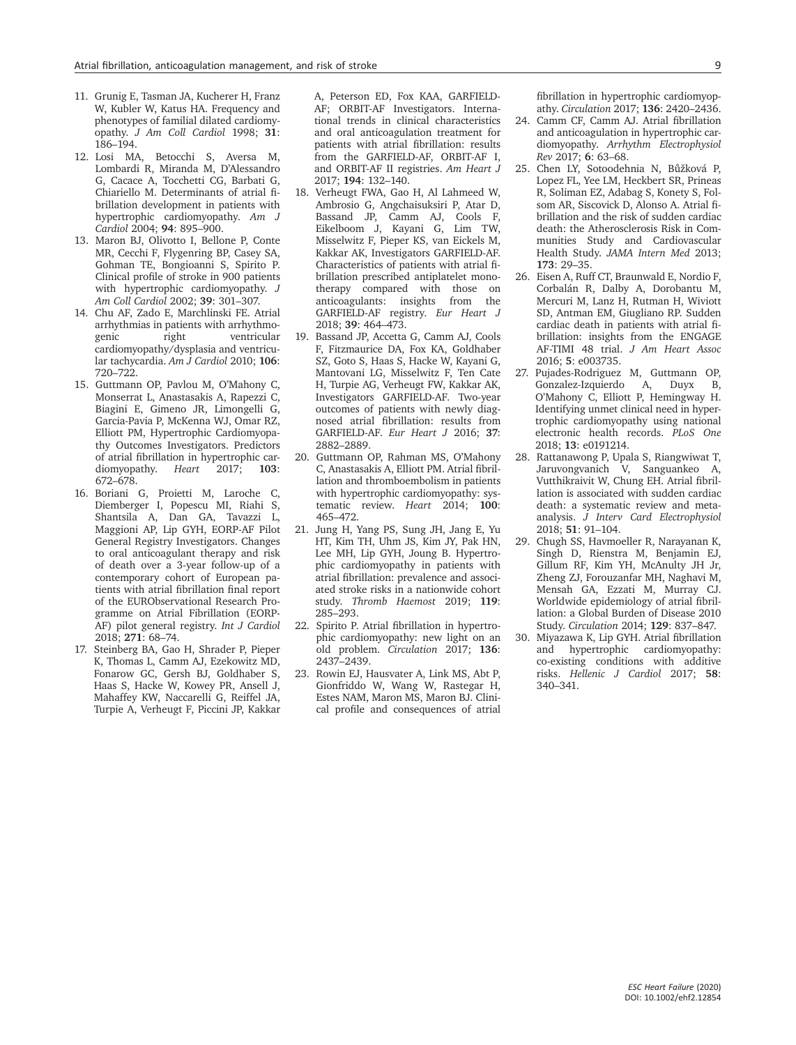11. Grunig E, Tasman JA, Kucherer H, Franz W, Kubler W, Katus HA. Frequency and phenotypes of familial dilated cardiomyopathy. *J Am Coll Cardiol* 1998; **31**: 186–194.
12. Losi MA, Betocchi S, Aversa M, Lombardi R, Miranda M, D'Alessandro G, Cacace A, Tocchetti CG, Barbati G, Chiariello M. Determinants of atrial fibrillation development in patients with hypertrophic cardiomyopathy. *Am J Cardiol* 2004; **94**: 895–900.
13. Maron BJ, Olivotto I, Bellone P, Conte MR, Cecchi F, Flygenring BP, Casey SA, Gohman TE, Bongioanni S, Spirito P. Clinical profile of stroke in 900 patients with hypertrophic cardiomyopathy. *J Am Coll Cardiol* 2002; **39**: 301–307.
14. Chu AF, Zado E, Marchlinski FE. Atrial arrhythmias in patients with arrhythmogenic right ventricular cardiomyopathy/dysplasia and ventricular tachycardia. *Am J Cardiol* 2010; **106**: 720–722.
15. Guttmann OP, Pavlou M, O'Mahony C, Monserrat L, Anastasakis A, Rapezzi C, Biagini E, Gimeno JR, Limongelli G, Garcia-Pavia P, McKenna WJ, Omar RZ, Elliott PM, Hypertrophic Cardiomyopathy Outcomes Investigators. Predictors of atrial fibrillation in hypertrophic cardiomyopathy. *Heart* 2017; **103**: 672–678.
16. Boriani G, Proietti M, Laroche C, Diemberger I, Popescu MI, Riahi S, Shantsila A, Dan GA, Tavazzi L, Maggioni AP, Lip GYH, EORP-AF Pilot General Registry Investigators. Changes to oral anticoagulant therapy and risk of death over a 3-year follow-up of a contemporary cohort of European patients with atrial fibrillation final report of the EURObservational Research Programme on Atrial Fibrillation (EORP-AF) pilot general registry. *Int J Cardiol* 2018; **271**: 68–74.
17. Steinberg BA, Gao H, Shrader P, Pieper K, Thomas L, Camm AJ, Ezekowitz MD, Fonarow GC, Gersh BJ, Goldhaber S, Haas S, Hacke W, Kowey PR, Ansell J, Mahaffey KW, Naccarelli G, Reiffel JA, Turpie A, Verheugt F, Piccini JP, Kakkar A, Peterson ED, Fox KAA, GARFIELD-AF; ORBIT-AF Investigators. International trends in clinical characteristics and oral anticoagulation treatment for patients with atrial fibrillation: results from the GARFIELD-AF, ORBIT-AF I, and ORBIT-AF II registries. *Am Heart J* 2017; **194**: 132–140.
18. Verheugt FWA, Gao H, Al Lahmeed W, Ambrosio G, Angchaisuksiri P, Atar D, Bassand JP, Camm AJ, Cools F, Eikelboom J, Kayani G, Lim TW, Misselwitz F, Pieper KS, van Eickels M, Kakkar AK, Investigators GARFIELD-AF. Characteristics of patients with atrial fibrillation prescribed antiplatelet monotherapy compared with those on anticoagulants: insights from the GARFIELD-AF registry. *Eur Heart J* 2018; **39**: 464–473.
19. Bassand JP, Accetta G, Camm AJ, Cools F, Fitzmaurice DA, Fox KA, Goldhaber SZ, Goto S, Haas S, Hacke W, Kayani G, Mantovani LG, Misselwitz F, Ten Cate H, Turpie AG, Verheugt FW, Kakkar AK, Investigators GARFIELD-AF. Two-year outcomes of patients with newly diagnosed atrial fibrillation: results from GARFIELD-AF. *Eur Heart J* 2016; **37**: 2882–2889.
20. Guttmann OP, Rahman MS, O'Mahony C, Anastasakis A, Elliott PM. Atrial fibrillation and thromboembolism in patients with hypertrophic cardiomyopathy: systematic review. *Heart* 2014; **100**: 465–472.
21. Jung H, Yang PS, Sung JH, Jang E, Yu HT, Kim TH, Uhm JS, Kim JY, Pak HN, Lee MH, Lip GYH, Joung B. Hypertrophic cardiomyopathy in patients with atrial fibrillation: prevalence and associated stroke risks in a nationwide cohort study. *Thromb Haemost* 2019; **119**: 285–293.
22. Spirito P. Atrial fibrillation in hypertrophic cardiomyopathy: new light on an old problem. *Circulation* 2017; **136**: 2437–2439.
23. Rowin EJ, Hausvater A, Link MS, Abt P, Gionfriddo W, Wang W, Rastegar H, Estes NAM, Maron MS, Maron BJ. Clinical profile and consequences of atrial fibrillation in hypertrophic cardiomyopathy. *Circulation* 2017; **136**: 2420–2436.
24. Camm CF, Camm AJ. Atrial fibrillation and anticoagulation in hypertrophic cardiomyopathy. *Arrhythm Electrophysiol Rev* 2017; **6**: 63–68.
25. Chen LY, Sotoodehnia N, Bůžková P, Lopez FL, Yee LM, Heckbert SR, Prineas R, Soliman EZ, Adabag S, Konety S, Folsom AR, Siscovick D, Alonso A. Atrial fibrillation and the risk of sudden cardiac death: the Atherosclerosis Risk in Communities Study and Cardiovascular Health Study. *JAMA Intern Med* 2013; **173**: 29–35.
26. Eisen A, Ruff CT, Braunwald E, Nordio F, Corbalán R, Dalby A, Dorobantu M, Mercuri M, Lanz H, Rutman H, Wiviott SD, Antman EM, Giugliano RP. Sudden cardiac death in patients with atrial fibrillation: insights from the ENGAGE AF-TIMI 48 trial. *J Am Heart Assoc* 2016; **5**: e003735.
27. Pujades-Rodriguez M, Guttmann OP, Gonzalez-Izquierdo A, Duyx B, O'Mahony C, Elliott P, Hemingway H. Identifying unmet clinical need in hypertrophic cardiomyopathy using national electronic health records. *PLoS One* 2018; **13**: e0191214.
28. Rattanawong P, Upala S, Riangwiwat T, Jaruvongvanich V, Sanguankeo A, Vutthikraivit W, Chung EH. Atrial fibrillation is associated with sudden cardiac death: a systematic review and meta-analysis. *J Interv Card Electrophysiol* 2018; **51**: 91–104.
29. Chugh SS, Havmoeller R, Narayanan K, Singh D, Rienstra M, Benjamin EJ, Gillum RF, Kim YH, McAnulty JH Jr, Zheng ZJ, Forouzanfar MH, Naghavi M, Mensah GA, Ezzati M, Murray CJ. Worldwide epidemiology of atrial fibrillation: a Global Burden of Disease 2010 Study. *Circulation* 2014; **129**: 837–847.
30. Miyazawa K, Lip GYH. Atrial fibrillation and hypertrophic cardiomyopathy: co-existing conditions with additive risks. *Hellenic J Cardiol* 2017; **58**: 340–341.